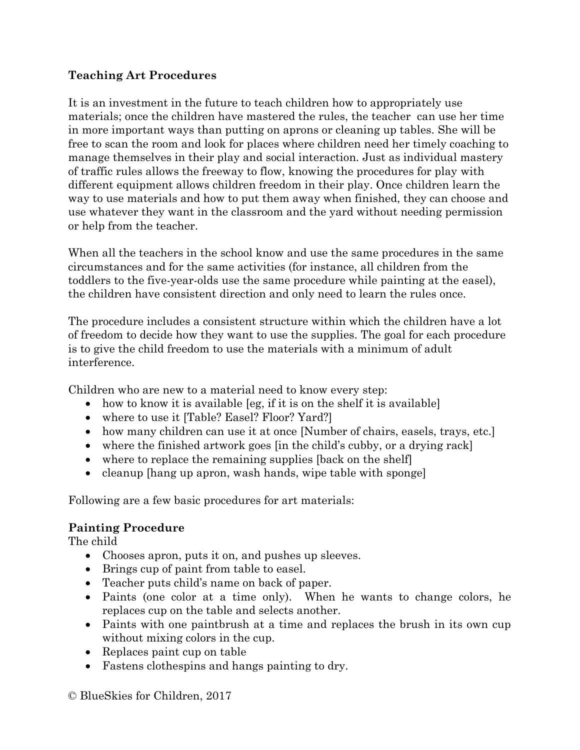**Teaching Art Procedures**

It is an investment in the future to teach children how to appropriately use materials; once the children have mastered the rules, the teacher can use her time in more important ways than putting on aprons or cleaning up tables. She will be free to scan the room and look for places where children need her timely coaching to manage themselves in their play and social interaction. Just as individual mastery of traffic rules allows the freeway to flow, knowing the procedures for play with different equipment allows children freedom in their play. Once children learn the way to use materials and how to put them away when finished, they can choose and use whatever they want in the classroom and the yard without needing permission or help from the teacher.

When all the teachers in the school know and use the same procedures in the same circumstances and for the same activities (for instance, all children from the toddlers to the five-year-olds use the same procedure while painting at the easel), the children have consistent direction and only need to learn the rules once.

The procedure includes a consistent structure within which the children have a lot of freedom to decide how they want to use the supplies. The goal for each procedure is to give the child freedom to use the materials with a minimum of adult interference.

Children who are new to a material need to know every step:

- how to know it is available [eg, if it is on the shelf it is available]
- where to use it [Table? Easel? Floor? Yard?]
- how many children can use it at once [Number of chairs, easels, trays, etc.]
- where the finished artwork goes [in the child's cubby, or a drying rack]
- where to replace the remaining supplies [back on the shelf]
- cleanup [hang up apron, wash hands, wipe table with sponge]

Following are a few basic procedures for art materials:

## Painting Procedure

The child

- Chooses apron, puts it on, and pushes up sleeves.
- Brings cup of paint from table to easel.
- Teacher puts child's name on back of paper.
- Paints (one color at a time only). When he wants to change colors, he replaces cup on the table and selects another.
- Paints with one paintbrush at a time and replaces the brush in its own cup without mixing colors in the cup.
- Replaces paint cup on table
- Fastens clothespins and hangs painting to dry.

© BlueSkies for Children, 2017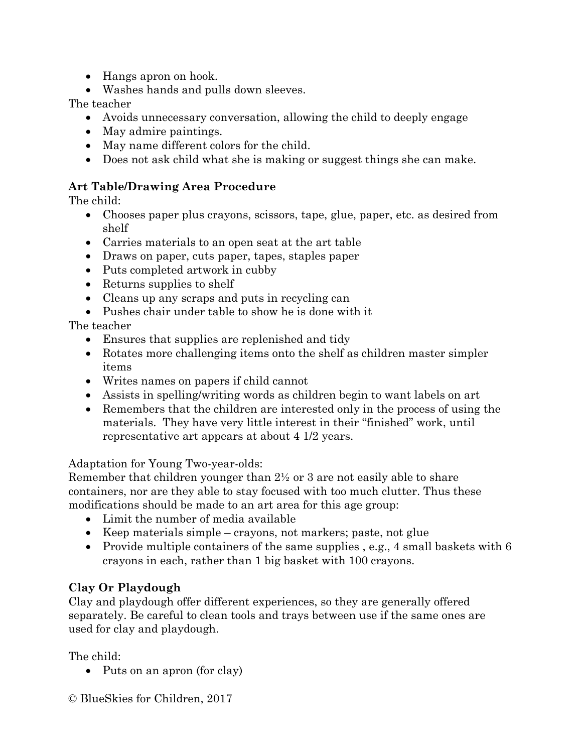- Hangs apron on hook.
- Washes hands and pulls down sleeves.

The teacher

- Avoids unnecessary conversation, allowing the child to deeply engage
- May admire paintings.
- May name different colors for the child.
- Does not ask child what she is making or suggest things she can make.

**Art Table/Drawing Area Procedure**

The child:

- Chooses paper plus crayons, scissors, tape, glue, paper, etc. as desired from shelf
- Carries materials to an open seat at the art table
- Draws on paper, cuts paper, tapes, staples paper
- Puts completed artwork in cubby
- Returns supplies to shelf
- Cleans up any scraps and puts in recycling can
- Pushes chair under table to show he is done with it

The teacher

- Ensures that supplies are replenished and tidy
- Rotates more challenging items onto the shelf as children master simpler items
- Writes names on papers if child cannot
- Assists in spelling/writing words as children begin to want labels on art
- Remembers that the children are interested only in the process of using the materials. They have very little interest in their "finished" work, until representative art appears at about 4 1/2 years.

Adaptation for Young Two-year-olds:
Remember that children younger than 2½ or 3 are not easily able to share containers, nor are they able to stay focused with too much clutter. Thus these modifications should be made to an art area for this age group:

- Limit the number of media available
- Keep materials simple – crayons, not markers; paste, not glue
- Provide multiple containers of the same supplies , e.g., 4 small baskets with 6 crayons in each, rather than 1 big basket with 100 crayons.

**Clay Or Playdough**

Clay and playdough offer different experiences, so they are generally offered separately. Be careful to clean tools and trays between use if the same ones are used for clay and playdough.

The child:

- Puts on an apron (for clay)

© BlueSkies for Children, 2017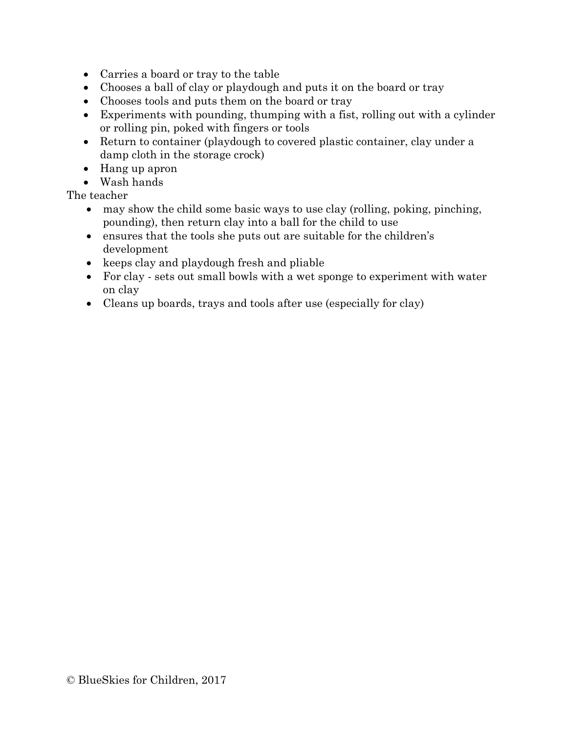- Carries a board or tray to the table
- Chooses a ball of clay or playdough and puts it on the board or tray
- Chooses tools and puts them on the board or tray
- Experiments with pounding, thumping with a fist, rolling out with a cylinder or rolling pin, poked with fingers or tools
- Return to container (playdough to covered plastic container, clay under a damp cloth in the storage crock)
- Hang up apron
- Wash hands

The teacher

- may show the child some basic ways to use clay (rolling, poking, pinching, pounding), then return clay into a ball for the child to use
- ensures that the tools she puts out are suitable for the children's development
- keeps clay and playdough fresh and pliable
- For clay - sets out small bowls with a wet sponge to experiment with water on clay
- Cleans up boards, trays and tools after use (especially for clay)

© BlueSkies for Children, 2017